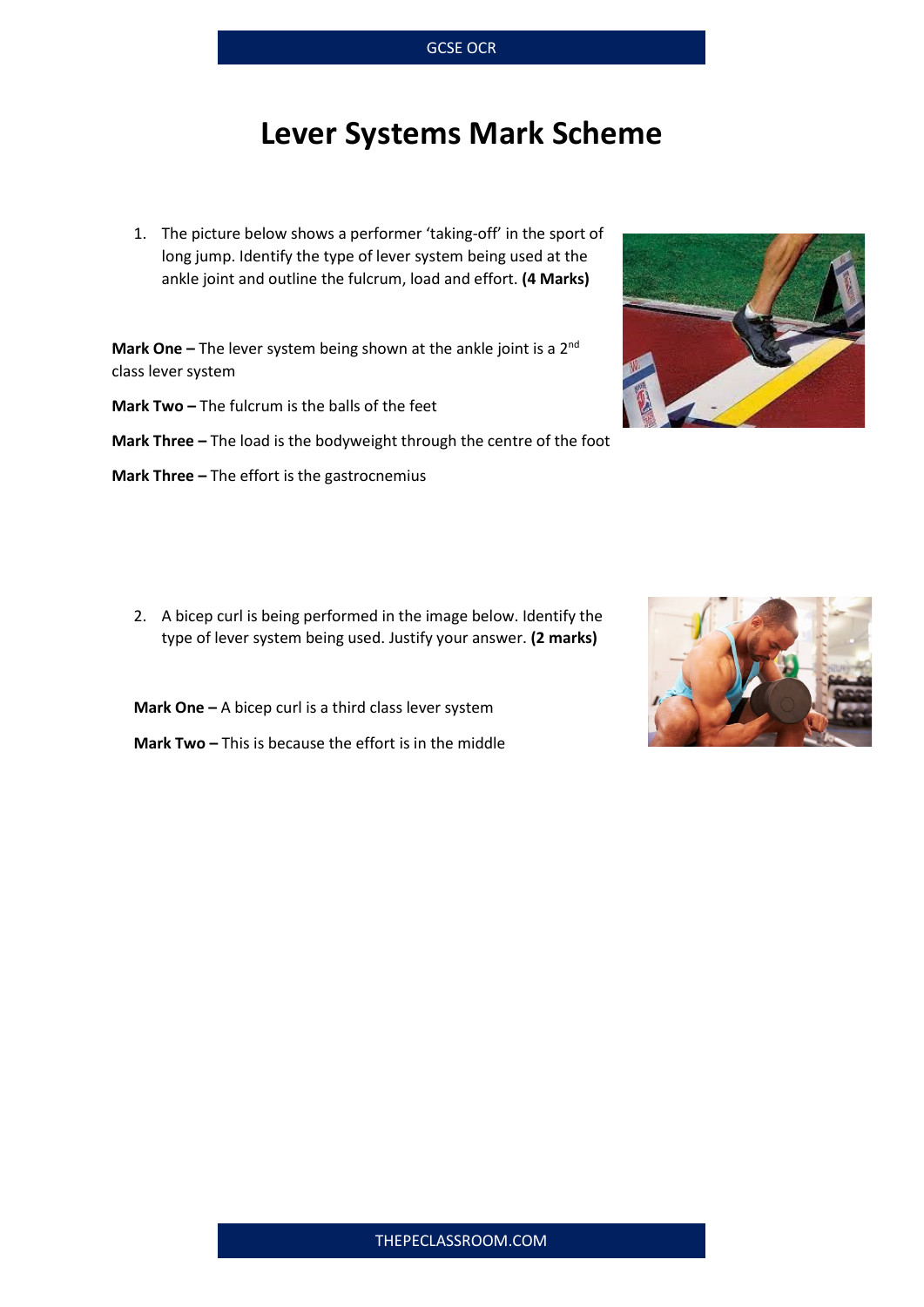# Lever Systems Mark Scheme

1. The picture below shows a performer 'taking-off' in the sport of long jump. Identify the type of lever system being used at the ankle joint and outline the fulcrum, load and effort. **(4 Marks)**

**Mark One –** The lever system being shown at the ankle joint is a 2nd class lever system

**Mark Two –** The fulcrum is the balls of the feet

**Mark Three –** The load is the bodyweight through the centre of the foot

**Mark Three –** The effort is the gastrocnemius

2. A bicep curl is being performed in the image below. Identify the type of lever system being used. Justify your answer. **(2 marks)**

**Mark One –** A bicep curl is a third class lever system

**Mark Two –** This is because the effort is in the middle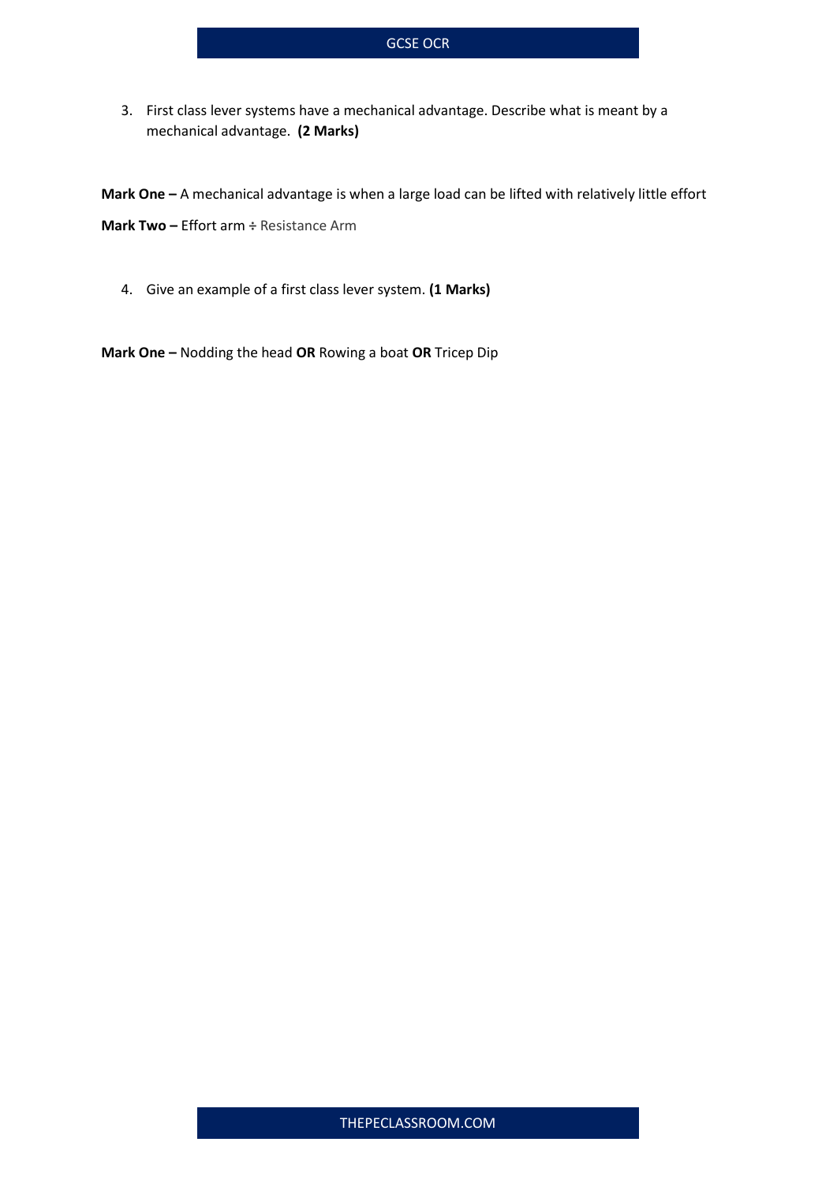3. First class lever systems have a mechanical advantage. Describe what is meant by a mechanical advantage. **(2 Marks)**

**Mark One –** A mechanical advantage is when a large load can be lifted with relatively little effort

**Mark Two –** Effort arm ÷ Resistance Arm

4. Give an example of a first class lever system. **(1 Marks)**

**Mark One –** Nodding the head **OR** Rowing a boat **OR** Tricep Dip